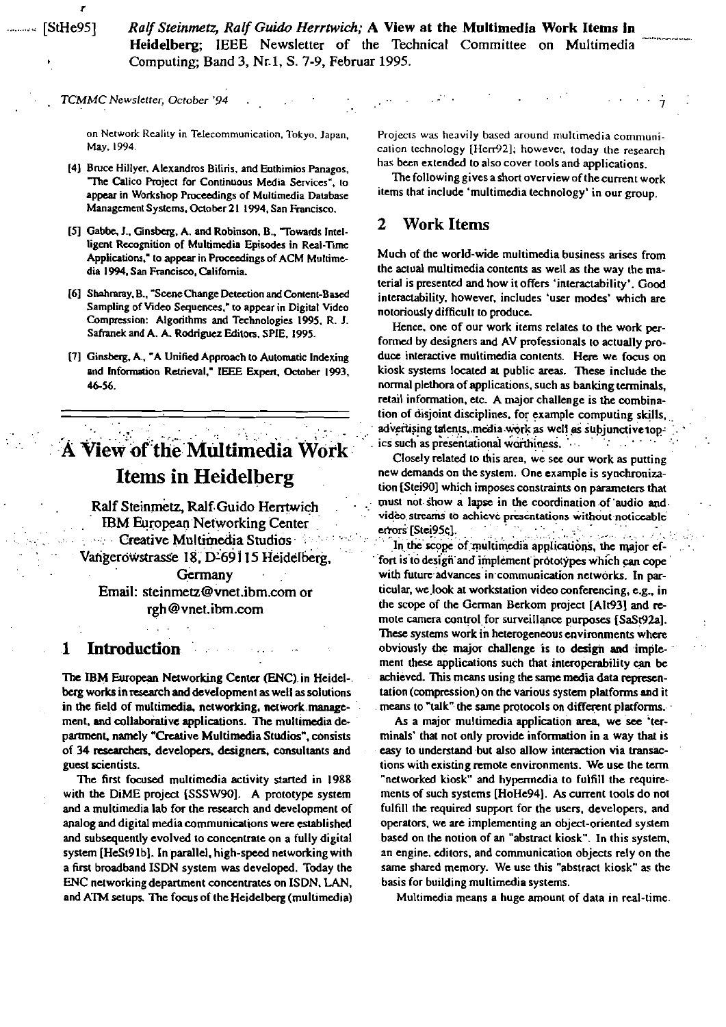[StHe95] *Ralf Steinmetz, Ralf Guido Herrtwich;* **A View at the Multimedia Work Items in Heidelberg**; IEEE Newsletter of the Technical Committee on Multimedia Computing; Band 3, Nr.1, S. 7-9, Februar 1995.

on Network Reality in Telecommunication, Tokyo, Japan, May, 1994.

[4] Bruce Hillyer, Alexandros Biliris, and Euthimios Panagos, "The Calico Project for Continuous Media Services", to appear in Workshop Proceedings of Multimedia Database Management Systems, October 21 1994, San Francisco.

[5] Gabbe, J., Ginsberg, A. and Robinson, B., "Towards Intelligent Recognition of Multimedia Episodes in Real-Time Applications," to appear in Proceedings of ACM Multimedia 1994, San Francisco, California.

[6] Shahraray, B., "Scene Change Detection and Content-Based Sampling of Video Sequences," to appear in Digital Video Compression: Algorithms and Technologies 1995, R. J. Safranek and A. A. Rodriguez Editors, SPIE, 1995.

[7] Ginsberg, A., "A Unified Approach to Automatic Indexing and Information Retrieval," IEEE Expert, October 1993, 46-56.

# A View of the Multimedia Work Items in Heidelberg

Ralf Steinmetz, Ralf Guido Herrtwich
IBM European Networking Center
Creative Multimedia Studios
Vangerowstrasse 18, D-69115 Heidelberg, Germany
Email: steinmetz@vnet.ibm.com or rgh@vnet.ibm.com

## 1 Introduction

The IBM European Networking Center (ENC) in Heidelberg works in research and development as well as solutions in the field of multimedia, networking, network management, and collaborative applications. The multimedia department, namely "Creative Multimedia Studios", consists of 34 researchers, developers, designers, consultants and guest scientists.

The first focused multimedia activity started in 1988 with the DiME project [SSSW90]. A prototype system and a multimedia lab for the research and development of analog and digital media communications were established and subsequently evolved to concentrate on a fully digital system [HeSt91b]. In parallel, high-speed networking with a first broadband ISDN system was developed. Today the ENC networking department concentrates on ISDN, LAN, and ATM setups. The focus of the Heidelberg (multimedia) Projects was heavily based around multimedia communication technology [Herr92]; however, today the research has been extended to also cover tools and applications.

The following gives a short overview of the current work items that include 'multimedia technology' in our group.

## 2 Work Items

Much of the world-wide multimedia business arises from the actual multimedia contents as well as the way the material is presented and how it offers 'interactability'. Good interactability, however, includes 'user modes' which are notoriously difficult to produce.

Hence, one of our work items relates to the work performed by designers and AV professionals to actually produce interactive multimedia contents. Here we focus on kiosk systems located at public areas. These include the normal plethora of applications, such as banking terminals, retail information, etc. A major challenge is the combination of disjoint disciplines, for example computing skills, advertising talents, media work as well as subjunctive topics such as presentational worthiness.

Closely related to this area, we see our work as putting new demands on the system. One example is synchronization [Stei90] which imposes constraints on parameters that must not show a lapse in the coordination of audio and video streams to achieve presentations without noticeable errors [Stei95c].

In the scope of multimedia applications, the major effort is to design and implement prototypes which can cope with future advances in communication networks. In particular, we look at workstation video conferencing, e.g., in the scope of the German Berkom project [Alt93] and remote camera control for surveillance purposes [SaSt92a]. These systems work in heterogeneous environments where obviously the major challenge is to design and implement these applications such that interoperability can be achieved. This means using the same media data representation (compression) on the various system platforms and it means to "talk" the same protocols on different platforms.

As a major multimedia application area, we see 'terminals' that not only provide information in a way that is easy to understand but also allow interaction via transactions with existing remote environments. We use the term "networked kiosk" and hypermedia to fulfill the requirements of such systems [HoHe94]. As current tools do not fulfill the required support for the users, developers, and operators, we are implementing an object-oriented system based on the notion of an "abstract kiosk". In this system, an engine, editors, and communication objects rely on the same shared memory. We use this "abstract kiosk" as the basis for building multimedia systems.

Multimedia means a huge amount of data in real-time.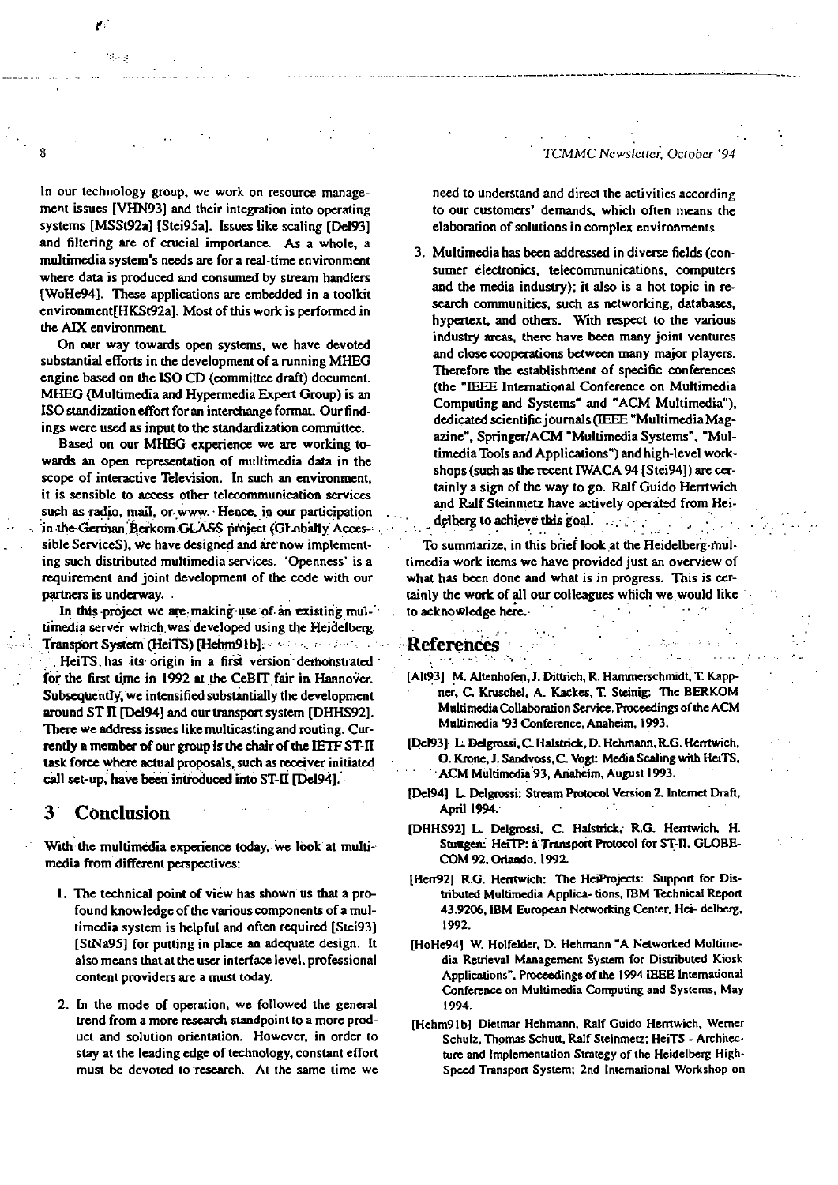In our technology group, we work on resource management issues [VHN93] and their integration into operating systems [MSSt92a] [Stei95a]. Issues like scaling [Del93] and filtering are of crucial importance. As a whole, a multimedia system's needs are for a real-time environment where data is produced and consumed by stream handlers [WoHe94]. These applications are embedded in a toolkit environment[HKSt92a]. Most of this work is performed in the AIX environment.

On our way towards open systems, we have devoted substantial efforts in the development of a running MHEG engine based on the ISO CD (committee draft) document. MHEG (Multimedia and Hypermedia Expert Group) is an ISO standization effort for an interchange format. Our findings were used as input to the standardization committee.

Based on our MHEG experience we are working towards an open representation of multimedia data in the scope of interactive Television. In such an environment, it is sensible to access other telecommunication services such as radio, mail, or www. Hence, in our participation in the German Berkom GLASS project (GLobally Accessible ServiceS), we have designed and are now implementing such distributed multimedia services. 'Openness' is a requirement and joint development of the code with our partners is underway.

In this project we are making use of an existing multimedia server which was developed using the Heidelberg Transport System (HeiTS) [Hehm91b].

HeiTS has its origin in a first version demonstrated for the first time in 1992 at the CeBIT fair in Hannover. Subsequently, we intensified substantially the development around ST II [Del94] and our transport system [DHHS92]. There we address issues like multicasting and routing. Currently a member of our group is the chair of the IETF ST-II task force where actual proposals, such as receiver initiated call set-up, have been introduced into ST-II [Del94].

## 3 Conclusion

With the multimedia experience today, we look at multimedia from different perspectives:

1. The technical point of view has shown us that a profound knowledge of the various components of a multimedia system is helpful and often required [Stei93] [StNa95] for putting in place an adequate design. It also means that at the user interface level, professional content providers are a must today.
2. In the mode of operation, we followed the general trend from a more research standpoint to a more product and solution orientation. However, in order to stay at the leading edge of technology, constant effort must be devoted to research. At the same time we need to understand and direct the activities according to our customers' demands, which often means the elaboration of solutions in complex environments.
3. Multimedia has been addressed in diverse fields (consumer electronics, telecommunications, computers and the media industry); it also is a hot topic in research communities, such as networking, databases, hypertext, and others. With respect to the various industry areas, there have been many joint ventures and close cooperations between many major players. Therefore the establishment of specific conferences (the "IEEE International Conference on Multimedia Computing and Systems" and "ACM Multimedia"), dedicated scientific journals (IEEE "Multimedia Magazine", Springer/ACM "Multimedia Systems", "Multimedia Tools and Applications") and high-level workshops (such as the recent IWACA 94 [Stei94]) are certainly a sign of the way to go. Ralf Guido Herrtwich and Ralf Steinmetz have actively operated from Heidelberg to achieve this goal.

To summarize, in this brief look at the Heidelberg multimedia work items we have provided just an overview of what has been done and what is in progress. This is certainly the work of all our colleagues which we would like to acknowledge here.

## References

[Alt93] M. Altenhofen, J. Dittrich, R. Hammerschmidt, T. Kappner, C. Kruschel, A. Kackes, T. Steinig: The BERKOM Multimedia Collaboration Service. Proceedings of the ACM Multimedia '93 Conference, Anaheim, 1993.

[Del93] L. Delgrossi, C. Halstrick, D. Hehmann, R.G. Herrtwich, O. Krone, J. Sandvoss, C. Vogt: Media Scaling with HeiTS, ACM Multimedia 93, Anaheim, August 1993.

[Del94] L. Delgrossi: Stream Protocol Version 2. Internet Draft, April 1994.

[DHHS92] L. Delgrossi, C. Halstrick, R.G. Herrtwich, H. Stuttgen: HeiTP: a Transport Protocol for ST-II, GLOBECOM 92, Orlando, 1992.

[Herr92] R.G. Herrtwich: The HeiProjects: Support for Distributed Multimedia Applica- tions, IBM Technical Report 43.9206, IBM European Networking Center, Hei- delberg, 1992.

[HoHe94] W. Holfelder, D. Hehmann "A Networked Multimedia Retrieval Management System for Distributed Kiosk Applications", Proceedings of the 1994 IEEE International Conference on Multimedia Computing and Systems, May 1994.

[Hehm91b] Dietmar Hehmann, Ralf Guido Herrtwich, Werner Schulz, Thomas Schutt, Ralf Steinmetz; HeiTS - Architecture and Implementation Strategy of the Heidelberg High-Speed Transport System; 2nd International Workshop on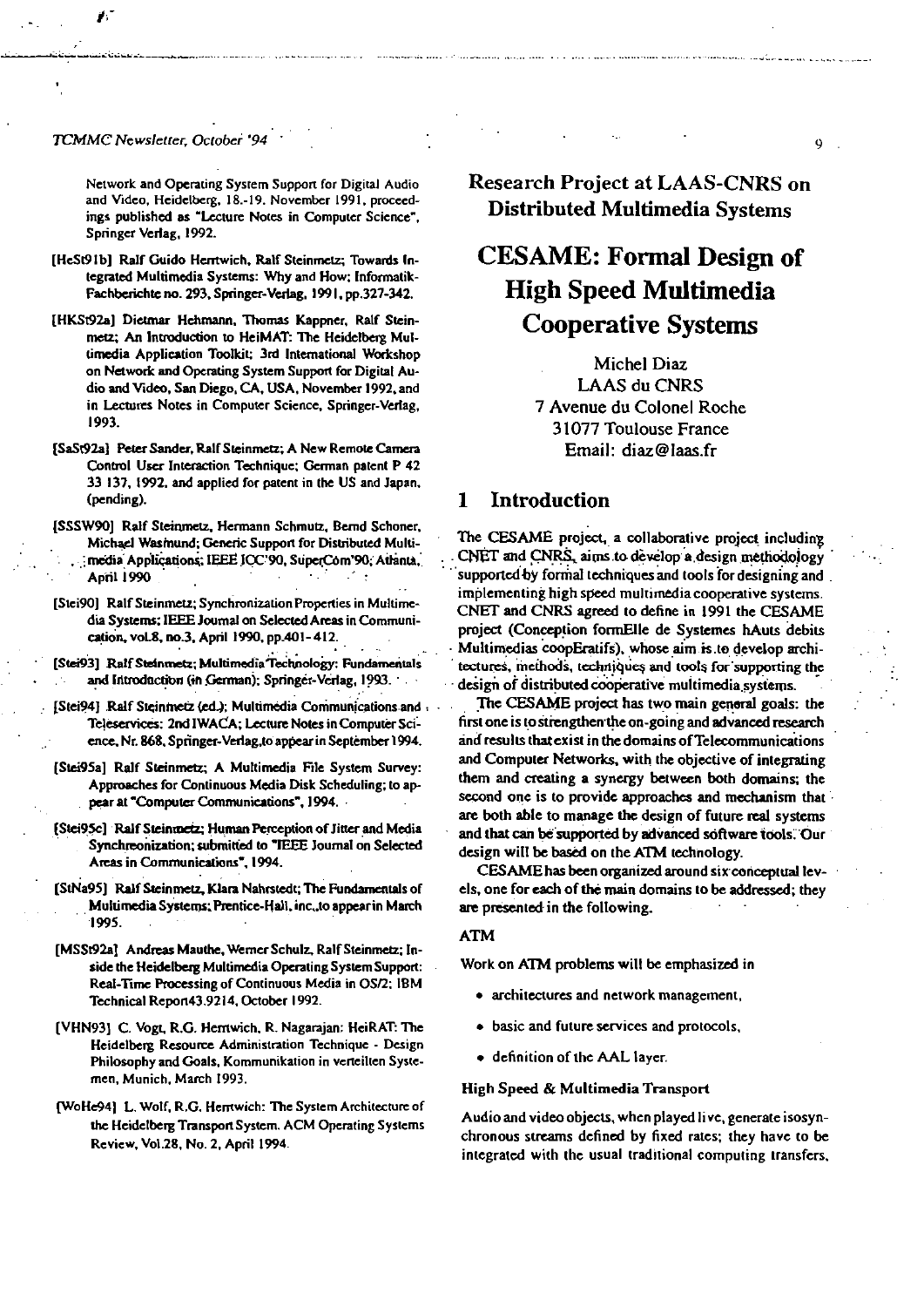Network and Operating System Support for Digital Audio and Video, Heidelberg, 18.-19. November 1991, proceedings published as "Lecture Notes in Computer Science", Springer Verlag, 1992.

[HeSt91b] Ralf Guido Herrtwich, Ralf Steinmetz; Towards Integrated Multimedia Systems: Why and How; Informatik-Fachberichte no. 293, Springer-Verlag, 1991, pp.327-342.

[HKSt92a] Dietmar Hehmann, Thomas Kappner, Ralf Steinmetz; An Introduction to HeiMAT: The Heidelberg Multimedia Application Toolkit; 3rd International Workshop on Network and Operating System Support for Digital Audio and Video, San Diego, CA, USA, November 1992, and in Lectures Notes in Computer Science, Springer-Verlag, 1993.

[SaSt92a] Peter Sander, Ralf Steinmetz; A New Remote Camera Control User Interaction Technique; German patent P 42 33 137, 1992, and applied for patent in the US and Japan, (pending).

[SSSW90] Ralf Steinmetz, Hermann Schmutz, Bernd Schoner, Michael Wasmund; Generic Support for Distributed Multimedia Applications; IEEE ICC'90, SuperCom'90, Atlanta, April 1990

[Stei90] Ralf Steinmetz; Synchronization Properties in Multimedia Systems; IEEE Journal on Selected Areas in Communication, vol.8, no.3, April 1990, pp.401-412.

[Stei93] Ralf Steinmetz; Multimedia Technology: Fundamentals and Introduction (in German); Springer-Verlag, 1993.

[Stei94] Ralf Steinmetz (ed.); Multimedia Communications and Teleservices: 2nd IWACA; Lecture Notes in Computer Science, Nr. 868, Springer-Verlag,to appear in September 1994.

[Stei95a] Ralf Steinmetz; A Multimedia File System Survey: Approaches for Continuous Media Disk Scheduling; to appear at "Computer Communications", 1994.

[Stei95c] Ralf Steinmetz; Human Perception of Jitter and Media Synchronization; submitted to "IEEE Journal on Selected Areas in Communications", 1994.

[StNa95] Ralf Steinmetz, Klara Nahrstedt; The Fundamentals of Multimedia Systems; Prentice-Hall, inc.,to appear in March 1995.

[MSSt92a] Andreas Mauthe, Werner Schulz, Ralf Steinmetz; Inside the Heidelberg Multimedia Operating System Support: Real-Time Processing of Continuous Media in OS/2; IBM Technical Report43.9214, October 1992.

[VHN93] C. Vogt, R.G. Herrtwich, R. Nagarajan: HeiRAT: The Heidelberg Resource Administration Technique - Design Philosophy and Goals, Kommunikation in verteilten Systemen, Munich, March 1993.

[WoHe94] L. Wolf, R.G. Herrtwich: The System Architecture of the Heidelberg Transport System. ACM Operating Systems Review, Vol.28, No. 2, April 1994.

## Research Project at LAAS-CNRS on Distributed Multimedia Systems

# CESAME: Formal Design of High Speed Multimedia Cooperative Systems

Michel Diaz
LAAS du CNRS
7 Avenue du Colonel Roche
31077 Toulouse France
Email: diaz@laas.fr

## 1 Introduction

The CESAME project, a collaborative project including CNET and CNRS, aims to develop a design methodology supported by formal techniques and tools for designing and implementing high speed multimedia cooperative systems. CNET and CNRS agreed to define in 1991 the CESAME project (Conception formElle de Systemes hAuts debits Multimedias coopEratifs), whose aim is to develop architectures, methods, techniques and tools for supporting the design of distributed cooperative multimedia systems.

The CESAME project has two main general goals: the first one is to strengthen the on-going and advanced research and results that exist in the domains of Telecommunications and Computer Networks, with the objective of integrating them and creating a synergy between both domains; the second one is to provide approaches and mechanism that are both able to manage the design of future real systems and that can be supported by advanced software tools. Our design will be based on the ATM technology.

CESAME has been organized around six conceptual levels, one for each of the main domains to be addressed; they are presented in the following.

#### ATM

Work on ATM problems will be emphasized in

- architectures and network management,
- basic and future services and protocols,
- definition of the AAL layer.

#### High Speed & Multimedia Transport

Audio and video objects, when played live, generate isosynchronous streams defined by fixed rates; they have to be integrated with the usual traditional computing transfers,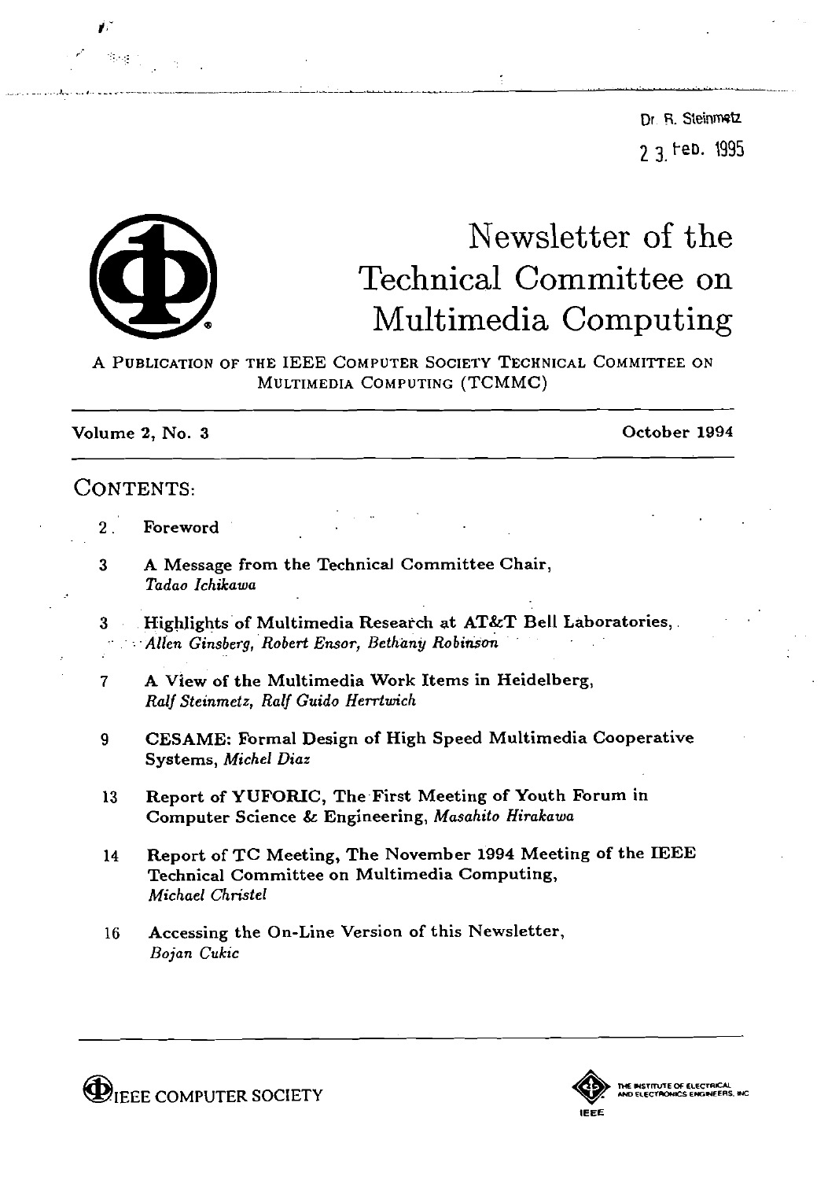Dr. R. Steinmetz
23. Feb. 1995

# Newsletter of the Technical Committee on Multimedia Computing

A PUBLICATION OF THE IEEE COMPUTER SOCIETY TECHNICAL COMMITTEE ON MULTIMEDIA COMPUTING (TCMMC)

**Volume 2, No. 3** — **October 1994**

## CONTENTS:

2 **Foreword**

3 **A Message from the Technical Committee Chair,** *Tadao Ichikawa*

3 **Highlights of Multimedia Research at AT&T Bell Laboratories,** *Allen Ginsberg, Robert Ensor, Bethany Robinson*

7 **A View of the Multimedia Work Items in Heidelberg,** *Ralf Steinmetz, Ralf Guido Herrtwich*

9 **CESAME: Formal Design of High Speed Multimedia Cooperative Systems,** *Michel Diaz*

13 **Report of YUFORIC, The First Meeting of Youth Forum in Computer Science & Engineering,** *Masahito Hirakawa*

14 **Report of TC Meeting, The November 1994 Meeting of the IEEE Technical Committee on Multimedia Computing,** *Michael Christel*

16 **Accessing the On-Line Version of this Newsletter,** *Bojan Cukic*

IEEE COMPUTER SOCIETY

THE INSTITUTE OF ELECTRICAL AND ELECTRONICS ENGINEERS, INC
IEEE